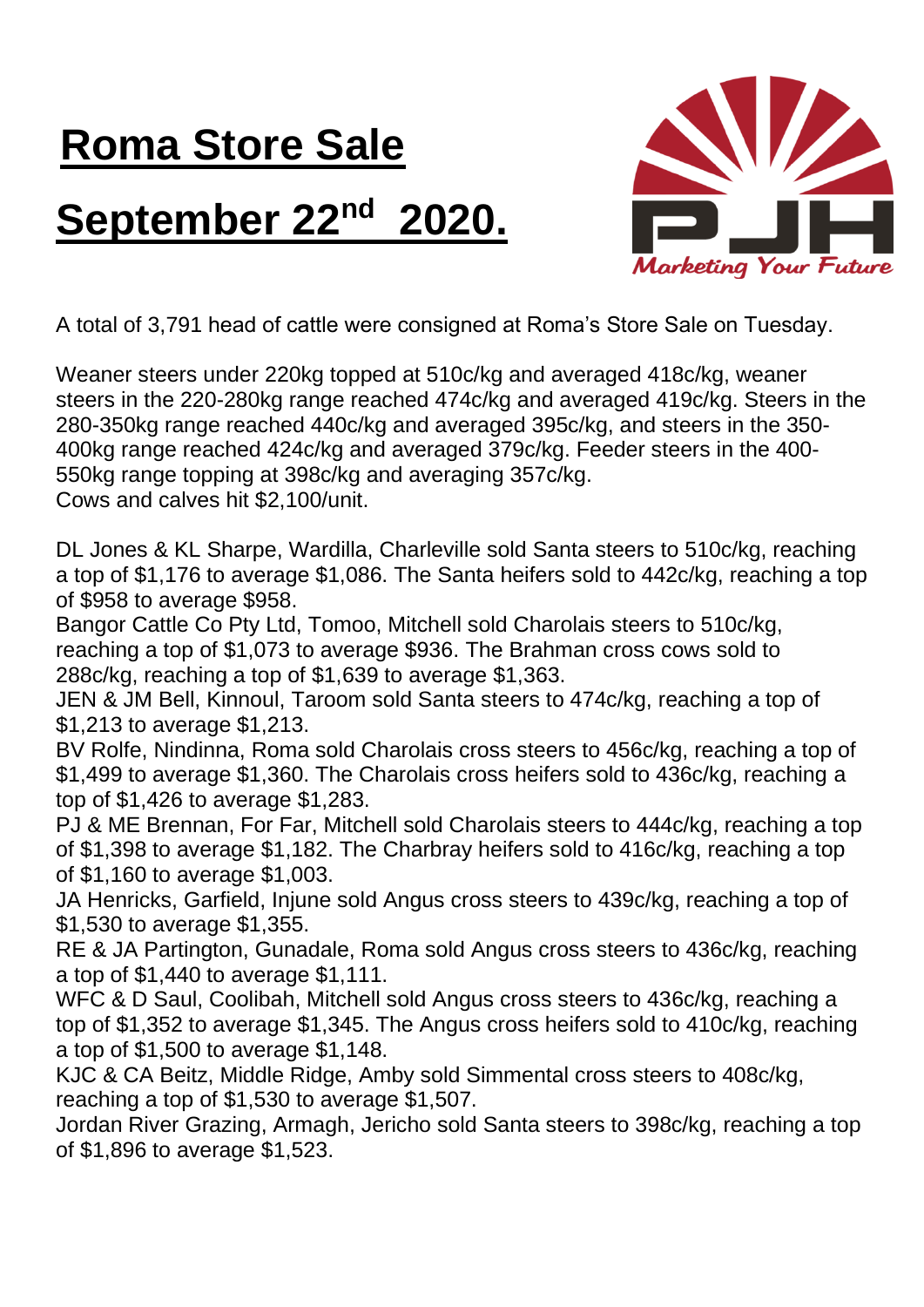# Roma Store Sale

# September 22nd 2020.

Marketing Your Future

A total of 3,791 head of cattle were consigned at Roma's Store Sale on Tuesday.

Weaner steers under 220kg topped at 510c/kg and averaged 418c/kg, weaner steers in the 220-280kg range reached 474c/kg and averaged 419c/kg. Steers in the 280-350kg range reached 440c/kg and averaged 395c/kg, and steers in the 350-400kg range reached 424c/kg and averaged 379c/kg. Feeder steers in the 400-550kg range topping at 398c/kg and averaging 357c/kg.
Cows and calves hit $2,100/unit.

DL Jones & KL Sharpe, Wardilla, Charleville sold Santa steers to 510c/kg, reaching a top of $1,176 to average $1,086. The Santa heifers sold to 442c/kg, reaching a top of $958 to average $958.
Bangor Cattle Co Pty Ltd, Tomoo, Mitchell sold Charolais steers to 510c/kg, reaching a top of $1,073 to average $936. The Brahman cross cows sold to 288c/kg, reaching a top of $1,639 to average $1,363.
JEN & JM Bell, Kinnoul, Taroom sold Santa steers to 474c/kg, reaching a top of $1,213 to average $1,213.
BV Rolfe, Nindinna, Roma sold Charolais cross steers to 456c/kg, reaching a top of $1,499 to average $1,360. The Charolais cross heifers sold to 436c/kg, reaching a top of $1,426 to average $1,283.
PJ & ME Brennan, For Far, Mitchell sold Charolais steers to 444c/kg, reaching a top of $1,398 to average $1,182. The Charbray heifers sold to 416c/kg, reaching a top of $1,160 to average $1,003.
JA Henricks, Garfield, Injune sold Angus cross steers to 439c/kg, reaching a top of $1,530 to average $1,355.
RE & JA Partington, Gunadale, Roma sold Angus cross steers to 436c/kg, reaching a top of $1,440 to average $1,111.
WFC & D Saul, Coolibah, Mitchell sold Angus cross steers to 436c/kg, reaching a top of $1,352 to average $1,345. The Angus cross heifers sold to 410c/kg, reaching a top of $1,500 to average $1,148.
KJC & CA Beitz, Middle Ridge, Amby sold Simmental cross steers to 408c/kg, reaching a top of $1,530 to average $1,507.
Jordan River Grazing, Armagh, Jericho sold Santa steers to 398c/kg, reaching a top of $1,896 to average $1,523.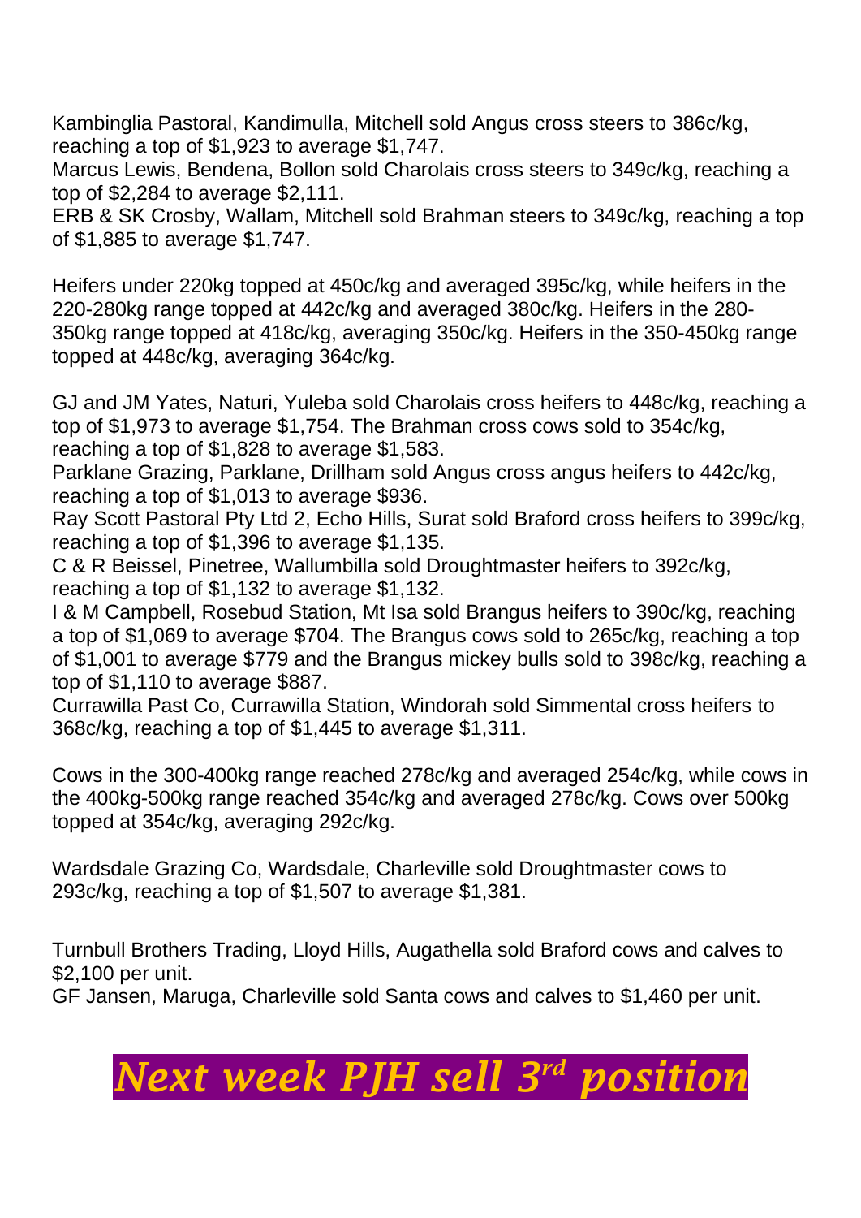Kambinglia Pastoral, Kandimulla, Mitchell sold Angus cross steers to 386c/kg, reaching a top of $1,923 to average $1,747.
Marcus Lewis, Bendena, Bollon sold Charolais cross steers to 349c/kg, reaching a top of $2,284 to average $2,111.
ERB & SK Crosby, Wallam, Mitchell sold Brahman steers to 349c/kg, reaching a top of $1,885 to average $1,747.

Heifers under 220kg topped at 450c/kg and averaged 395c/kg, while heifers in the 220-280kg range topped at 442c/kg and averaged 380c/kg. Heifers in the 280-350kg range topped at 418c/kg, averaging 350c/kg. Heifers in the 350-450kg range topped at 448c/kg, averaging 364c/kg.

GJ and JM Yates, Naturi, Yuleba sold Charolais cross heifers to 448c/kg, reaching a top of $1,973 to average $1,754. The Brahman cross cows sold to 354c/kg, reaching a top of $1,828 to average $1,583.
Parklane Grazing, Parklane, Drillham sold Angus cross angus heifers to 442c/kg, reaching a top of $1,013 to average $936.
Ray Scott Pastoral Pty Ltd 2, Echo Hills, Surat sold Braford cross heifers to 399c/kg, reaching a top of $1,396 to average $1,135.
C & R Beissel, Pinetree, Wallumbilla sold Droughtmaster heifers to 392c/kg, reaching a top of $1,132 to average $1,132.
I & M Campbell, Rosebud Station, Mt Isa sold Brangus heifers to 390c/kg, reaching a top of $1,069 to average $704. The Brangus cows sold to 265c/kg, reaching a top of $1,001 to average $779 and the Brangus mickey bulls sold to 398c/kg, reaching a top of $1,110 to average $887.
Currawilla Past Co, Currawilla Station, Windorah sold Simmental cross heifers to 368c/kg, reaching a top of $1,445 to average $1,311.

Cows in the 300-400kg range reached 278c/kg and averaged 254c/kg, while cows in the 400kg-500kg range reached 354c/kg and averaged 278c/kg. Cows over 500kg topped at 354c/kg, averaging 292c/kg.

Wardsdale Grazing Co, Wardsdale, Charleville sold Droughtmaster cows to 293c/kg, reaching a top of $1,507 to average $1,381.

Turnbull Brothers Trading, Lloyd Hills, Augathella sold Braford cows and calves to $2,100 per unit.
GF Jansen, Maruga, Charleville sold Santa cows and calves to $1,460 per unit.

***Next week PJH sell 3rd position***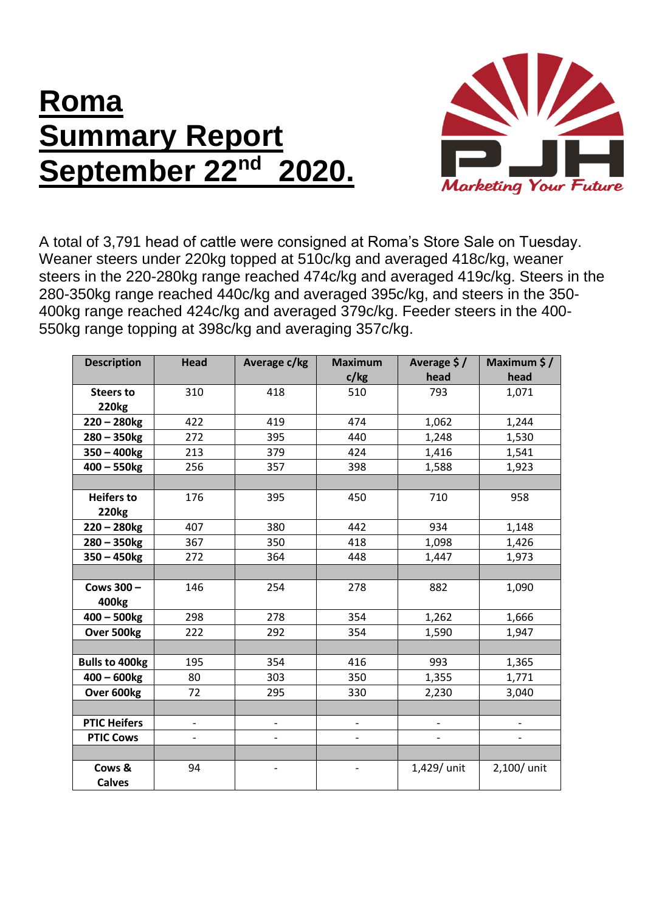# Roma Summary Report September 22nd 2020.

PJH Marketing Your Future

A total of 3,791 head of cattle were consigned at Roma's Store Sale on Tuesday. Weaner steers under 220kg topped at 510c/kg and averaged 418c/kg, weaner steers in the 220-280kg range reached 474c/kg and averaged 419c/kg. Steers in the 280-350kg range reached 440c/kg and averaged 395c/kg, and steers in the 350-400kg range reached 424c/kg and averaged 379c/kg. Feeder steers in the 400-550kg range topping at 398c/kg and averaging 357c/kg.

| Description | Head | Average c/kg | Maximum c/kg | Average $ / head | Maximum $ / head |
|---|---|---|---|---|---|
| Steers to 220kg | 310 | 418 | 510 | 793 | 1,071 |
| 220 – 280kg | 422 | 419 | 474 | 1,062 | 1,244 |
| 280 – 350kg | 272 | 395 | 440 | 1,248 | 1,530 |
| 350 – 400kg | 213 | 379 | 424 | 1,416 | 1,541 |
| 400 – 550kg | 256 | 357 | 398 | 1,588 | 1,923 |
| | | | | | |
| Heifers to 220kg | 176 | 395 | 450 | 710 | 958 |
| 220 – 280kg | 407 | 380 | 442 | 934 | 1,148 |
| 280 – 350kg | 367 | 350 | 418 | 1,098 | 1,426 |
| 350 – 450kg | 272 | 364 | 448 | 1,447 | 1,973 |
| | | | | | |
| Cows 300 – 400kg | 146 | 254 | 278 | 882 | 1,090 |
| 400 – 500kg | 298 | 278 | 354 | 1,262 | 1,666 |
| Over 500kg | 222 | 292 | 354 | 1,590 | 1,947 |
| | | | | | |
| Bulls to 400kg | 195 | 354 | 416 | 993 | 1,365 |
| 400 – 600kg | 80 | 303 | 350 | 1,355 | 1,771 |
| Over 600kg | 72 | 295 | 330 | 2,230 | 3,040 |
| | | | | | |
| PTIC Heifers | - | - | - | - | - |
| PTIC Cows | - | - | - | - | - |
| | | | | | |
| Cows & Calves | 94 | - | - | 1,429/ unit | 2,100/ unit |